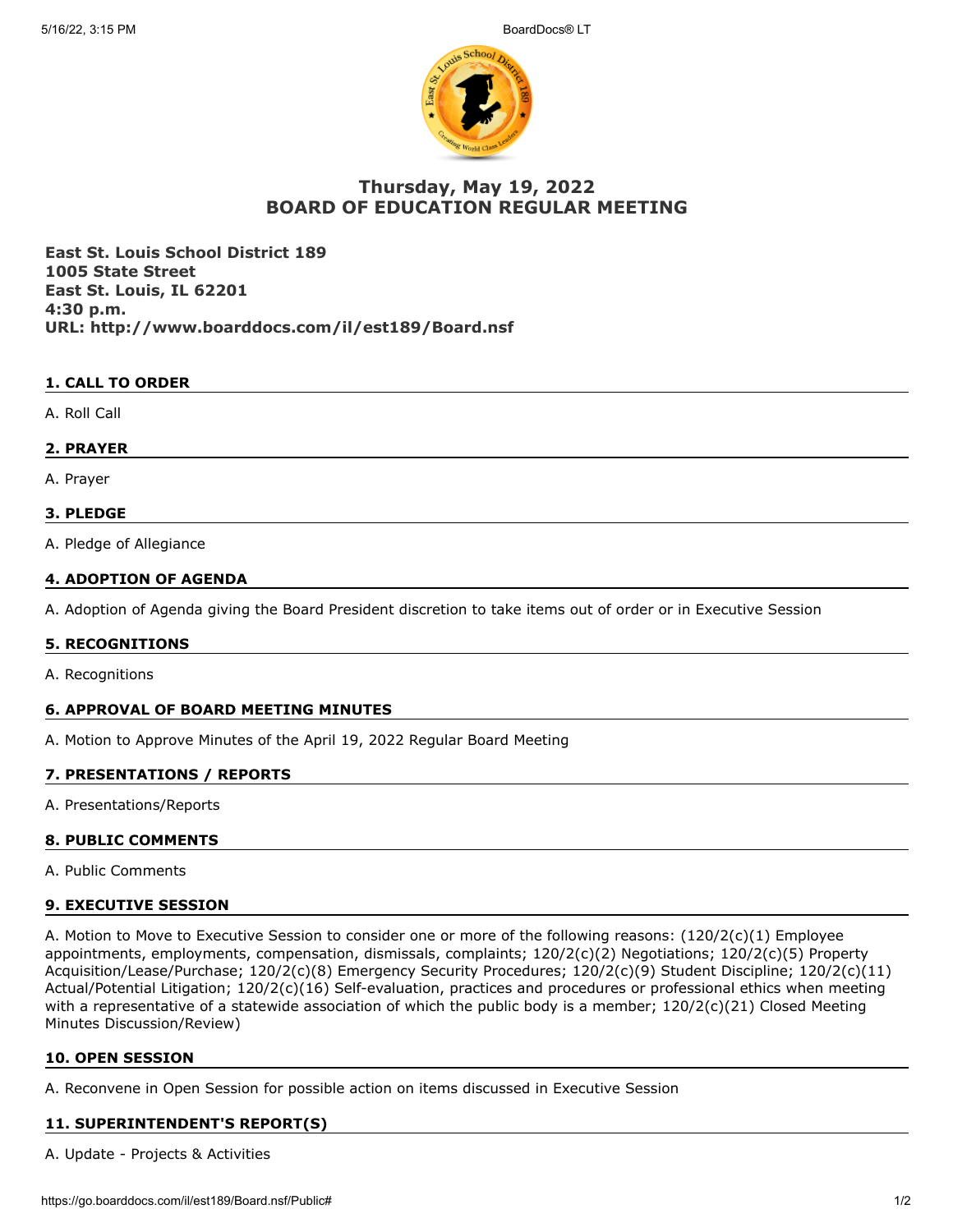# Thursday, May 19, 2022
# BOARD OF EDUCATION REGULAR MEETING

**East St. Louis School District 189**
**1005 State Street**
**East St. Louis, IL 62201**
**4:30 p.m.**
**URL: http://www.boarddocs.com/il/est189/Board.nsf**

## 1. CALL TO ORDER

A. Roll Call

## 2. PRAYER

A. Prayer

## 3. PLEDGE

A. Pledge of Allegiance

## 4. ADOPTION OF AGENDA

A. Adoption of Agenda giving the Board President discretion to take items out of order or in Executive Session

## 5. RECOGNITIONS

A. Recognitions

## 6. APPROVAL OF BOARD MEETING MINUTES

A. Motion to Approve Minutes of the April 19, 2022 Regular Board Meeting

## 7. PRESENTATIONS / REPORTS

A. Presentations/Reports

## 8. PUBLIC COMMENTS

A. Public Comments

## 9. EXECUTIVE SESSION

A. Motion to Move to Executive Session to consider one or more of the following reasons: (120/2(c)(1) Employee appointments, employments, compensation, dismissals, complaints; 120/2(c)(2) Negotiations; 120/2(c)(5) Property Acquisition/Lease/Purchase; 120/2(c)(8) Emergency Security Procedures; 120/2(c)(9) Student Discipline; 120/2(c)(11) Actual/Potential Litigation; 120/2(c)(16) Self-evaluation, practices and procedures or professional ethics when meeting with a representative of a statewide association of which the public body is a member; 120/2(c)(21) Closed Meeting Minutes Discussion/Review)

## 10. OPEN SESSION

A. Reconvene in Open Session for possible action on items discussed in Executive Session

## 11. SUPERINTENDENT'S REPORT(S)

A. Update - Projects & Activities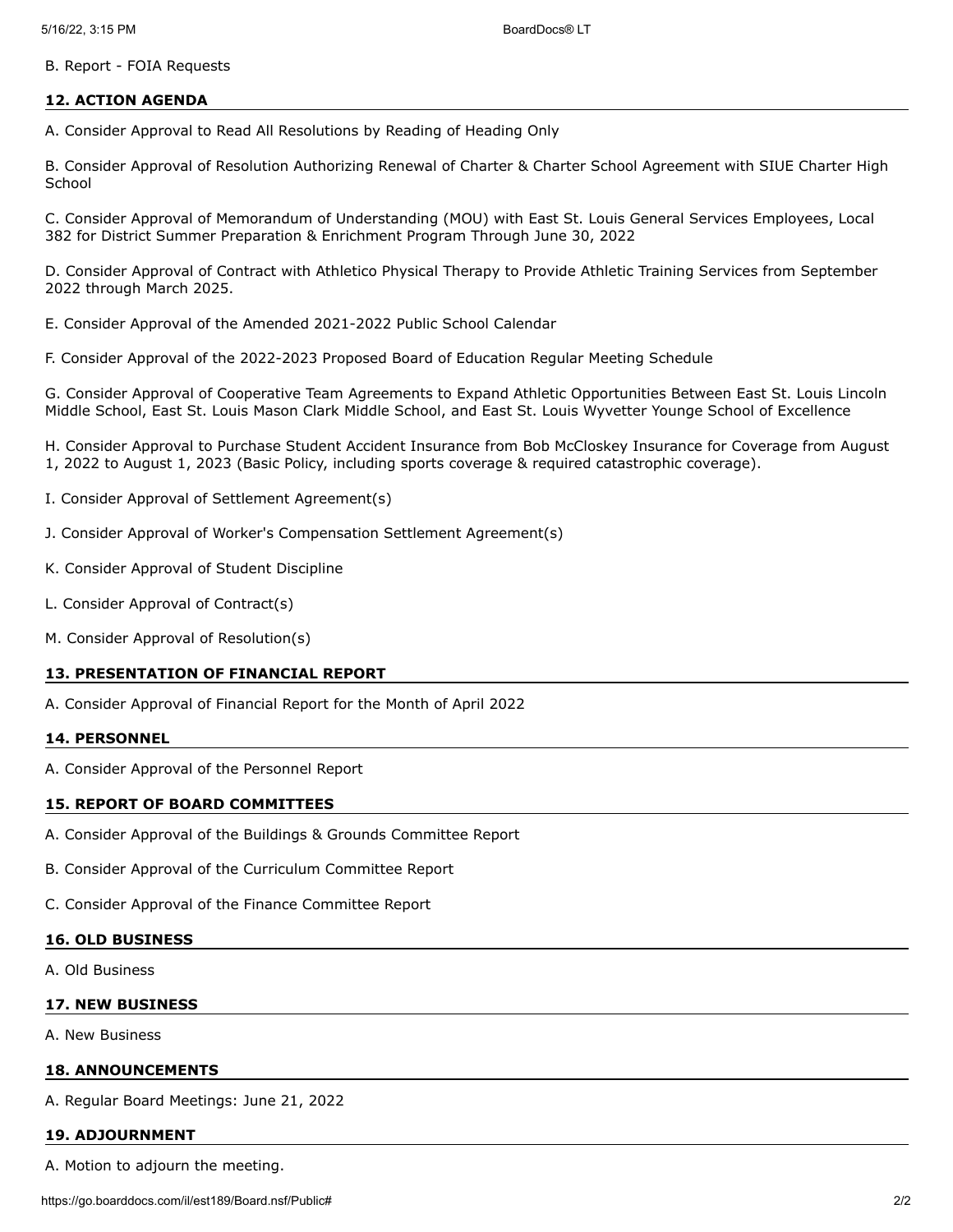B. Report - FOIA Requests

## 12. ACTION AGENDA

A. Consider Approval to Read All Resolutions by Reading of Heading Only

B. Consider Approval of Resolution Authorizing Renewal of Charter & Charter School Agreement with SIUE Charter High School

C. Consider Approval of Memorandum of Understanding (MOU) with East St. Louis General Services Employees, Local 382 for District Summer Preparation & Enrichment Program Through June 30, 2022

D. Consider Approval of Contract with Athletico Physical Therapy to Provide Athletic Training Services from September 2022 through March 2025.

E. Consider Approval of the Amended 2021-2022 Public School Calendar

F. Consider Approval of the 2022-2023 Proposed Board of Education Regular Meeting Schedule

G. Consider Approval of Cooperative Team Agreements to Expand Athletic Opportunities Between East St. Louis Lincoln Middle School, East St. Louis Mason Clark Middle School, and East St. Louis Wyvetter Younge School of Excellence

H. Consider Approval to Purchase Student Accident Insurance from Bob McCloskey Insurance for Coverage from August 1, 2022 to August 1, 2023 (Basic Policy, including sports coverage & required catastrophic coverage).

I. Consider Approval of Settlement Agreement(s)

J. Consider Approval of Worker's Compensation Settlement Agreement(s)

K. Consider Approval of Student Discipline

L. Consider Approval of Contract(s)

M. Consider Approval of Resolution(s)

## 13. PRESENTATION OF FINANCIAL REPORT

A. Consider Approval of Financial Report for the Month of April 2022

## 14. PERSONNEL

A. Consider Approval of the Personnel Report

## 15. REPORT OF BOARD COMMITTEES

A. Consider Approval of the Buildings & Grounds Committee Report

B. Consider Approval of the Curriculum Committee Report

C. Consider Approval of the Finance Committee Report

## 16. OLD BUSINESS

A. Old Business

## 17. NEW BUSINESS

A. New Business

## 18. ANNOUNCEMENTS

A. Regular Board Meetings: June 21, 2022

## 19. ADJOURNMENT

A. Motion to adjourn the meeting.